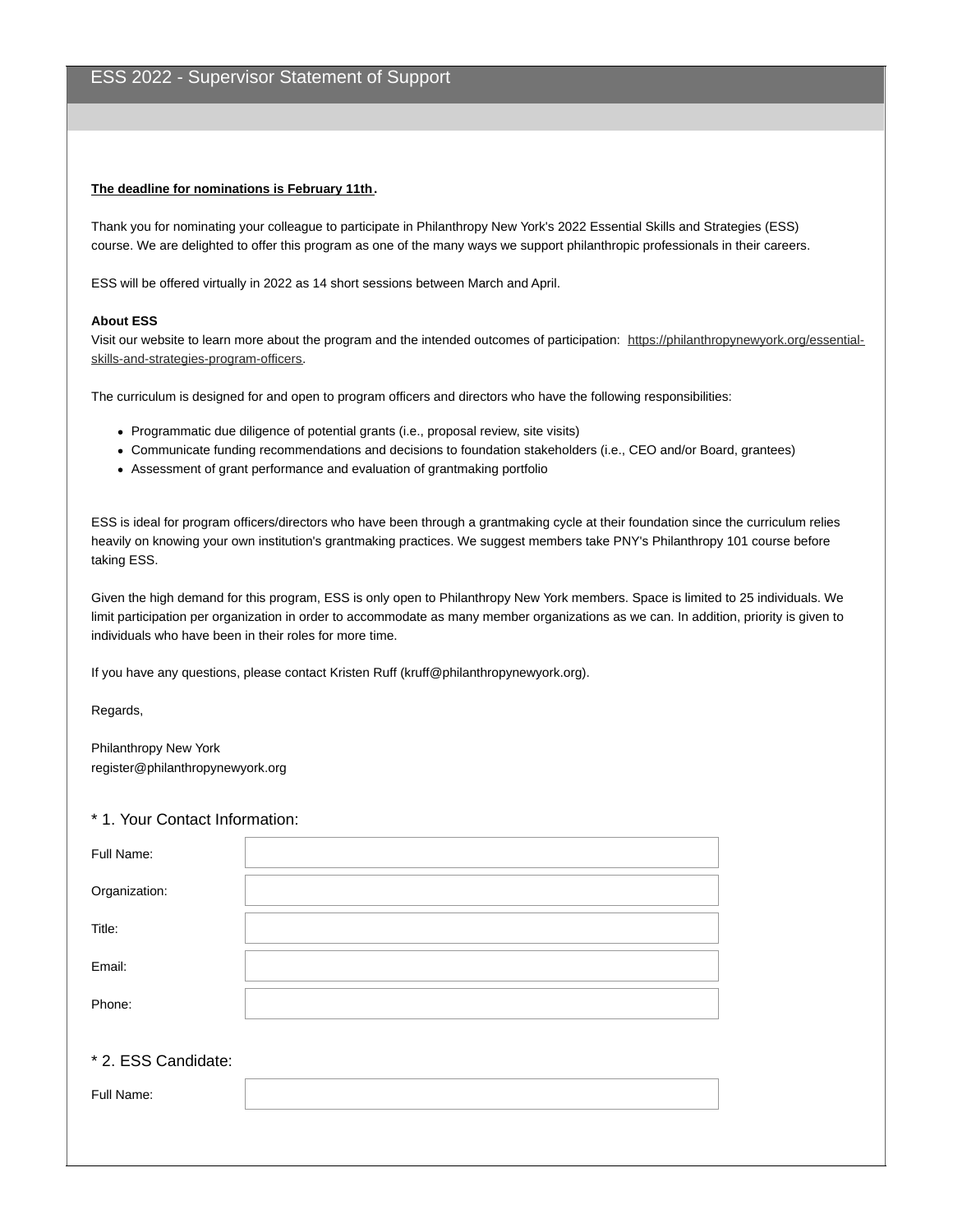# ESS 2022 - Supervisor Statement of Support

**The deadline for nominations is February 11th.**

Thank you for nominating your colleague to participate in Philanthropy New York's 2022 Essential Skills and Strategies (ESS) course. We are delighted to offer this program as one of the many ways we support philanthropic professionals in their careers.

ESS will be offered virtually in 2022 as 14 short sessions between March and April.

**About ESS**
Visit our website to learn more about the program and the intended outcomes of participation: https://philanthropynewyork.org/essential-skills-and-strategies-program-officers.

The curriculum is designed for and open to program officers and directors who have the following responsibilities:

- Programmatic due diligence of potential grants (i.e., proposal review, site visits)
- Communicate funding recommendations and decisions to foundation stakeholders (i.e., CEO and/or Board, grantees)
- Assessment of grant performance and evaluation of grantmaking portfolio

ESS is ideal for program officers/directors who have been through a grantmaking cycle at their foundation since the curriculum relies heavily on knowing your own institution's grantmaking practices. We suggest members take PNY's Philanthropy 101 course before taking ESS.

Given the high demand for this program, ESS is only open to Philanthropy New York members. Space is limited to 25 individuals. We limit participation per organization in order to accommodate as many member organizations as we can. In addition, priority is given to individuals who have been in their roles for more time.

If you have any questions, please contact Kristen Ruff (kruff@philanthropynewyork.org).

Regards,

Philanthropy New York
register@philanthropynewyork.org

## * 1. Your Contact Information:

Full Name:

Organization:

Title:

Email:

Phone:

## * 2. ESS Candidate:

Full Name: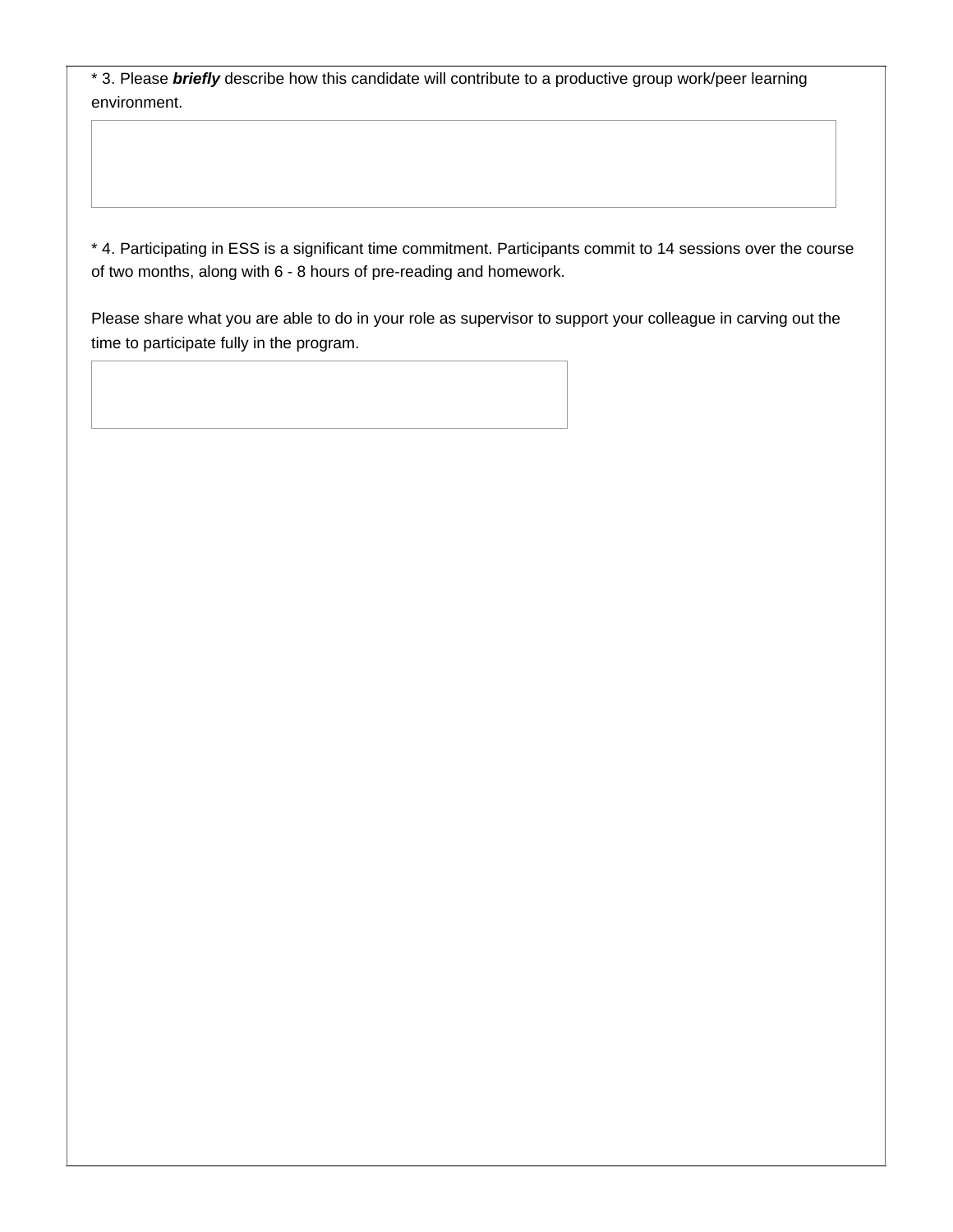* 3. Please ***briefly*** describe how this candidate will contribute to a productive group work/peer learning environment.

* 4. Participating in ESS is a significant time commitment. Participants commit to 14 sessions over the course of two months, along with 6 - 8 hours of pre-reading and homework.

Please share what you are able to do in your role as supervisor to support your colleague in carving out the time to participate fully in the program.